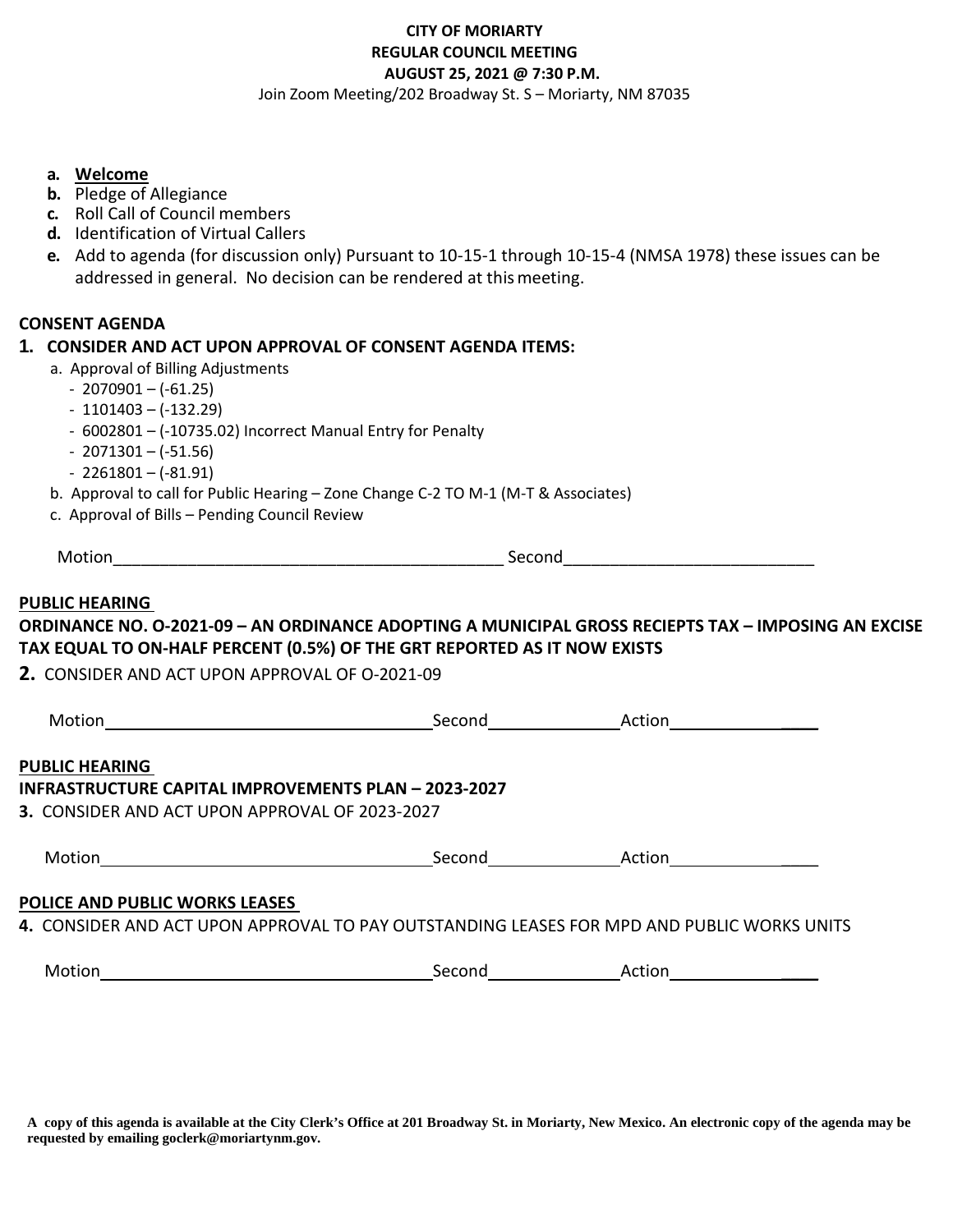**CITY OF MORIARTY**
**REGULAR COUNCIL MEETING**
**AUGUST 25, 2021 @ 7:30 P.M.**
Join Zoom Meeting/202 Broadway St. S – Moriarty, NM 87035

- **a.** **Welcome**
- **b.** Pledge of Allegiance
- **c.** Roll Call of Council members
- **d.** Identification of Virtual Callers
- **e.** Add to agenda (for discussion only) Pursuant to 10-15-1 through 10-15-4 (NMSA 1978) these issues can be addressed in general. No decision can be rendered at this meeting.

**CONSENT AGENDA**

**1. CONSIDER AND ACT UPON APPROVAL OF CONSENT AGENDA ITEMS:**

a. Approval of Billing Adjustments
- 2070901 – (-61.25)
- 1101403 – (-132.29)
- 6002801 – (-10735.02) Incorrect Manual Entry for Penalty
- 2071301 – (-51.56)
- 2261801 – (-81.91)

b. Approval to call for Public Hearing – Zone Change C-2 TO M-1 (M-T & Associates)

c. Approval of Bills – Pending Council Review

Motion__________________________________________ Second__________________________

**PUBLIC HEARING**

**ORDINANCE NO. O-2021-09 – AN ORDINANCE ADOPTING A MUNICIPAL GROSS RECIEPTS TAX – IMPOSING AN EXCISE TAX EQUAL TO ON-HALF PERCENT (0.5%) OF THE GRT REPORTED AS IT NOW EXISTS**

**2.** CONSIDER AND ACT UPON APPROVAL OF O-2021-09

Motion____________________________________Second______________Action________________

**PUBLIC HEARING**

**INFRASTRUCTURE CAPITAL IMPROVEMENTS PLAN – 2023-2027**

**3.** CONSIDER AND ACT UPON APPROVAL OF 2023-2027

Motion____________________________________Second______________Action________________

**POLICE AND PUBLIC WORKS LEASES**

**4.** CONSIDER AND ACT UPON APPROVAL TO PAY OUTSTANDING LEASES FOR MPD AND PUBLIC WORKS UNITS

Motion____________________________________Second______________Action________________

**A copy of this agenda is available at the City Clerk's Office at 201 Broadway St. in Moriarty, New Mexico. An electronic copy of the agenda may be requested by emailing goclerk@moriartynm.gov.**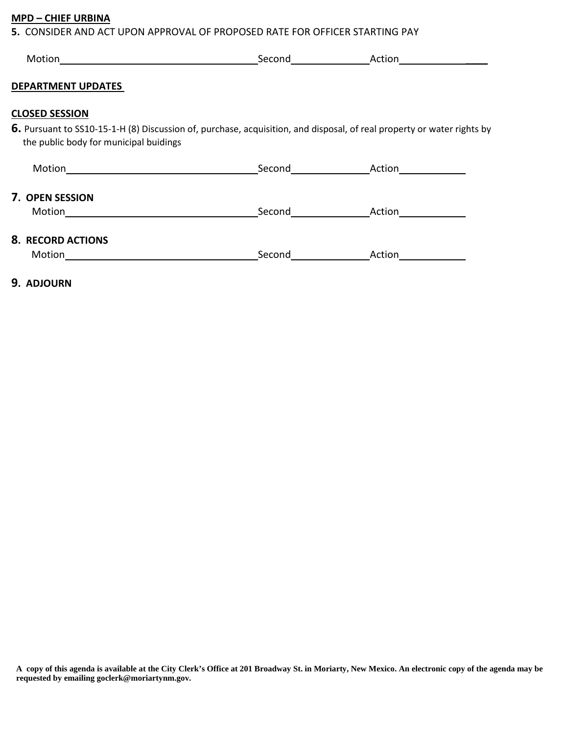**MPD – CHIEF URBINA**

**5.** CONSIDER AND ACT UPON APPROVAL OF PROPOSED RATE FOR OFFICER STARTING PAY

Motion\_\_\_\_\_\_\_\_\_\_\_\_\_\_\_\_\_\_\_\_\_\_\_\_\_\_\_\_\_\_\_\_\_\_Second\_\_\_\_\_\_\_\_\_\_\_\_\_\_Action\_\_\_\_\_\_\_\_\_\_\_\_\_\_\_\_

**DEPARTMENT UPDATES**

**CLOSED SESSION**

**6.** Pursuant to SS10-15-1-H (8) Discussion of, purchase, acquisition, and disposal, of real property or water rights by the public body for municipal buidings

Motion\_\_\_\_\_\_\_\_\_\_\_\_\_\_\_\_\_\_\_\_\_\_\_\_\_\_\_\_\_\_\_\_\_\_Second\_\_\_\_\_\_\_\_\_\_\_\_\_\_Action\_\_\_\_\_\_\_\_\_\_\_\_

**7. OPEN SESSION**

Motion\_\_\_\_\_\_\_\_\_\_\_\_\_\_\_\_\_\_\_\_\_\_\_\_\_\_\_\_\_\_\_\_\_\_Second\_\_\_\_\_\_\_\_\_\_\_\_\_\_Action\_\_\_\_\_\_\_\_\_\_\_\_

**8. RECORD ACTIONS**

Motion\_\_\_\_\_\_\_\_\_\_\_\_\_\_\_\_\_\_\_\_\_\_\_\_\_\_\_\_\_\_\_\_\_\_Second\_\_\_\_\_\_\_\_\_\_\_\_\_\_Action\_\_\_\_\_\_\_\_\_\_\_\_

**9. ADJOURN**

**A copy of this agenda is available at the City Clerk's Office at 201 Broadway St. in Moriarty, New Mexico. An electronic copy of the agenda may be requested by emailing goclerk@moriartynm.gov.**